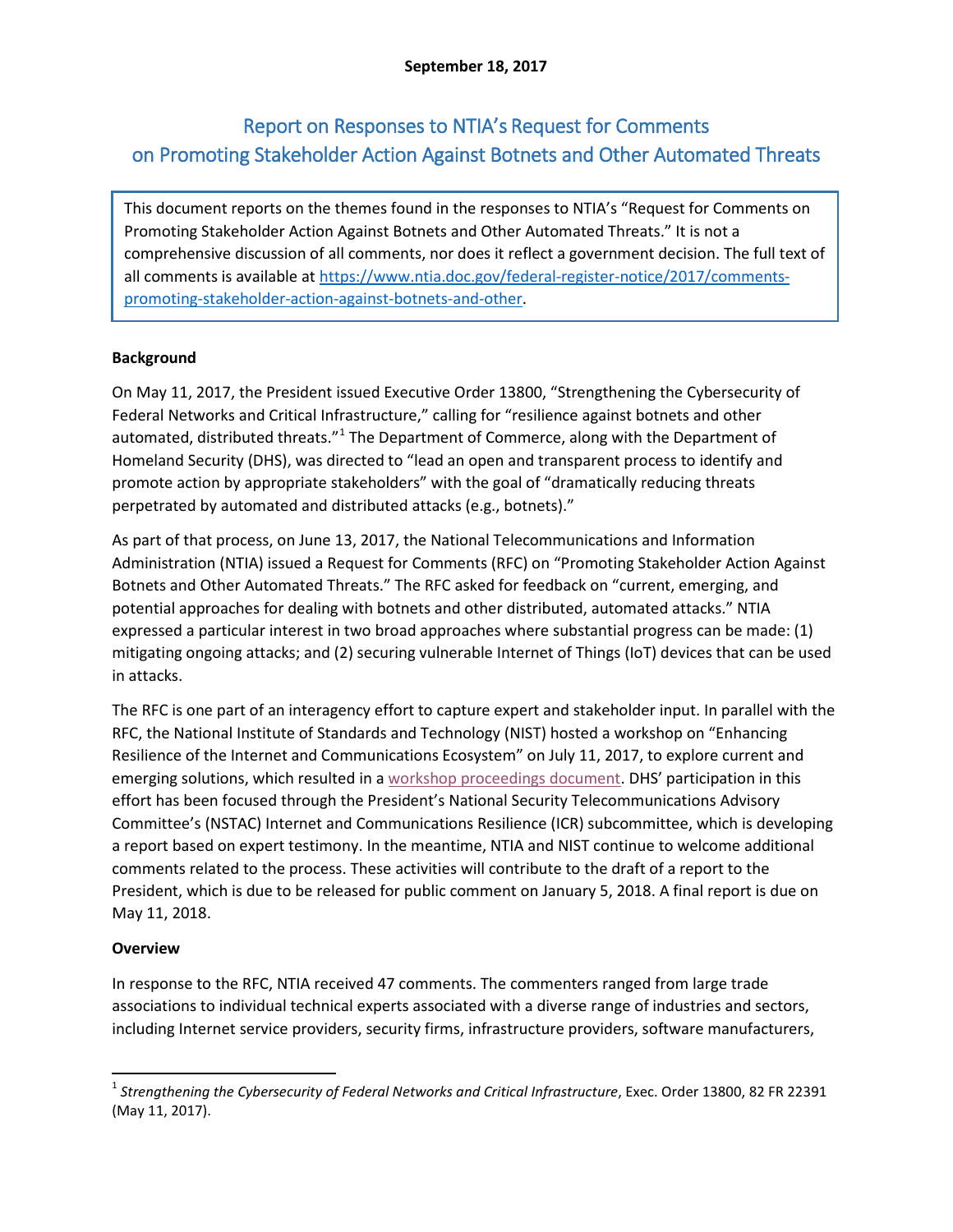**September 18, 2017**

# Report on Responses to NTIA's Request for Comments on Promoting Stakeholder Action Against Botnets and Other Automated Threats

> This document reports on the themes found in the responses to NTIA's "Request for Comments on Promoting Stakeholder Action Against Botnets and Other Automated Threats." It is not a comprehensive discussion of all comments, nor does it reflect a government decision. The full text of all comments is available at [https://www.ntia.doc.gov/federal-register-notice/2017/comments-promoting-stakeholder-action-against-botnets-and-other](https://www.ntia.doc.gov/federal-register-notice/2017/comments-promoting-stakeholder-action-against-botnets-and-other).

**Background**

On May 11, 2017, the President issued Executive Order 13800, "Strengthening the Cybersecurity of Federal Networks and Critical Infrastructure," calling for "resilience against botnets and other automated, distributed threats."[1] The Department of Commerce, along with the Department of Homeland Security (DHS), was directed to "lead an open and transparent process to identify and promote action by appropriate stakeholders" with the goal of "dramatically reducing threats perpetrated by automated and distributed attacks (e.g., botnets)."

As part of that process, on June 13, 2017, the National Telecommunications and Information Administration (NTIA) issued a Request for Comments (RFC) on "Promoting Stakeholder Action Against Botnets and Other Automated Threats." The RFC asked for feedback on "current, emerging, and potential approaches for dealing with botnets and other distributed, automated attacks." NTIA expressed a particular interest in two broad approaches where substantial progress can be made: (1) mitigating ongoing attacks; and (2) securing vulnerable Internet of Things (IoT) devices that can be used in attacks.

The RFC is one part of an interagency effort to capture expert and stakeholder input. In parallel with the RFC, the National Institute of Standards and Technology (NIST) hosted a workshop on "Enhancing Resilience of the Internet and Communications Ecosystem" on July 11, 2017, to explore current and emerging solutions, which resulted in a workshop proceedings document. DHS' participation in this effort has been focused through the President's National Security Telecommunications Advisory Committee's (NSTAC) Internet and Communications Resilience (ICR) subcommittee, which is developing a report based on expert testimony. In the meantime, NTIA and NIST continue to welcome additional comments related to the process. These activities will contribute to the draft of a report to the President, which is due to be released for public comment on January 5, 2018. A final report is due on May 11, 2018.

**Overview**

In response to the RFC, NTIA received 47 comments. The commenters ranged from large trade associations to individual technical experts associated with a diverse range of industries and sectors, including Internet service providers, security firms, infrastructure providers, software manufacturers,

[1] *Strengthening the Cybersecurity of Federal Networks and Critical Infrastructure*, Exec. Order 13800, 82 FR 22391 (May 11, 2017).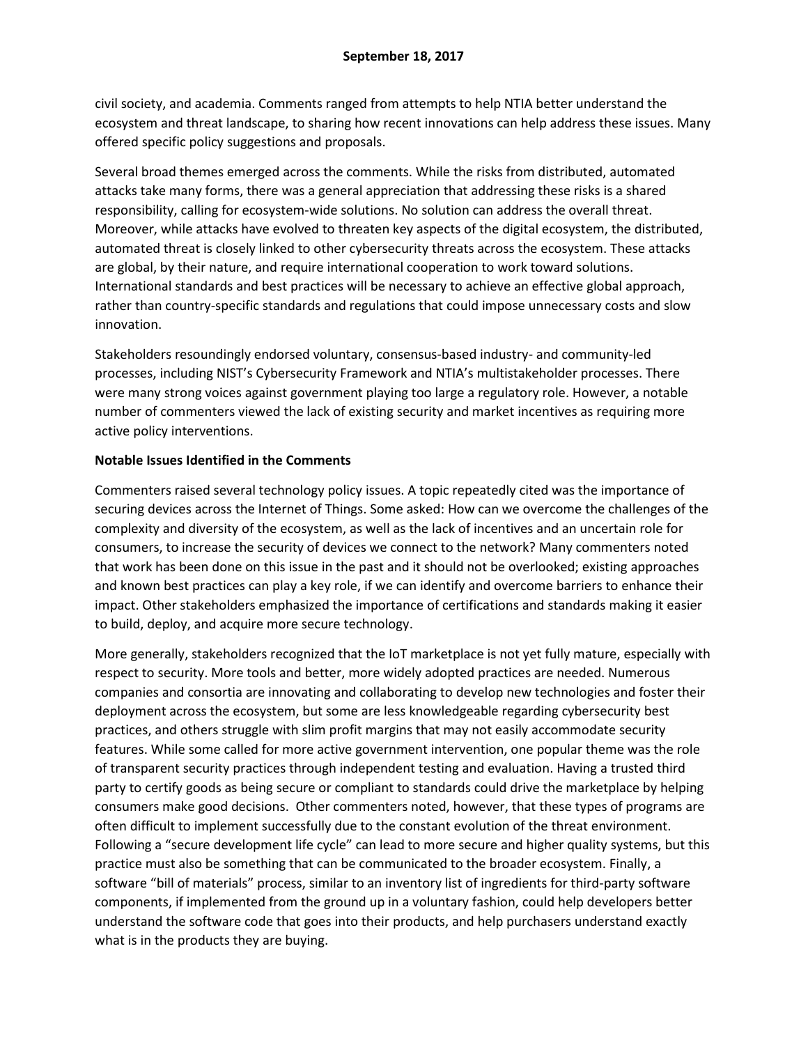civil society, and academia. Comments ranged from attempts to help NTIA better understand the ecosystem and threat landscape, to sharing how recent innovations can help address these issues. Many offered specific policy suggestions and proposals.

Several broad themes emerged across the comments. While the risks from distributed, automated attacks take many forms, there was a general appreciation that addressing these risks is a shared responsibility, calling for ecosystem-wide solutions. No solution can address the overall threat. Moreover, while attacks have evolved to threaten key aspects of the digital ecosystem, the distributed, automated threat is closely linked to other cybersecurity threats across the ecosystem. These attacks are global, by their nature, and require international cooperation to work toward solutions. International standards and best practices will be necessary to achieve an effective global approach, rather than country-specific standards and regulations that could impose unnecessary costs and slow innovation.

Stakeholders resoundingly endorsed voluntary, consensus-based industry- and community-led processes, including NIST's Cybersecurity Framework and NTIA's multistakeholder processes. There were many strong voices against government playing too large a regulatory role. However, a notable number of commenters viewed the lack of existing security and market incentives as requiring more active policy interventions.

**Notable Issues Identified in the Comments**

Commenters raised several technology policy issues. A topic repeatedly cited was the importance of securing devices across the Internet of Things. Some asked: How can we overcome the challenges of the complexity and diversity of the ecosystem, as well as the lack of incentives and an uncertain role for consumers, to increase the security of devices we connect to the network? Many commenters noted that work has been done on this issue in the past and it should not be overlooked; existing approaches and known best practices can play a key role, if we can identify and overcome barriers to enhance their impact. Other stakeholders emphasized the importance of certifications and standards making it easier to build, deploy, and acquire more secure technology.

More generally, stakeholders recognized that the IoT marketplace is not yet fully mature, especially with respect to security. More tools and better, more widely adopted practices are needed. Numerous companies and consortia are innovating and collaborating to develop new technologies and foster their deployment across the ecosystem, but some are less knowledgeable regarding cybersecurity best practices, and others struggle with slim profit margins that may not easily accommodate security features. While some called for more active government intervention, one popular theme was the role of transparent security practices through independent testing and evaluation. Having a trusted third party to certify goods as being secure or compliant to standards could drive the marketplace by helping consumers make good decisions. Other commenters noted, however, that these types of programs are often difficult to implement successfully due to the constant evolution of the threat environment. Following a "secure development life cycle" can lead to more secure and higher quality systems, but this practice must also be something that can be communicated to the broader ecosystem. Finally, a software "bill of materials" process, similar to an inventory list of ingredients for third-party software components, if implemented from the ground up in a voluntary fashion, could help developers better understand the software code that goes into their products, and help purchasers understand exactly what is in the products they are buying.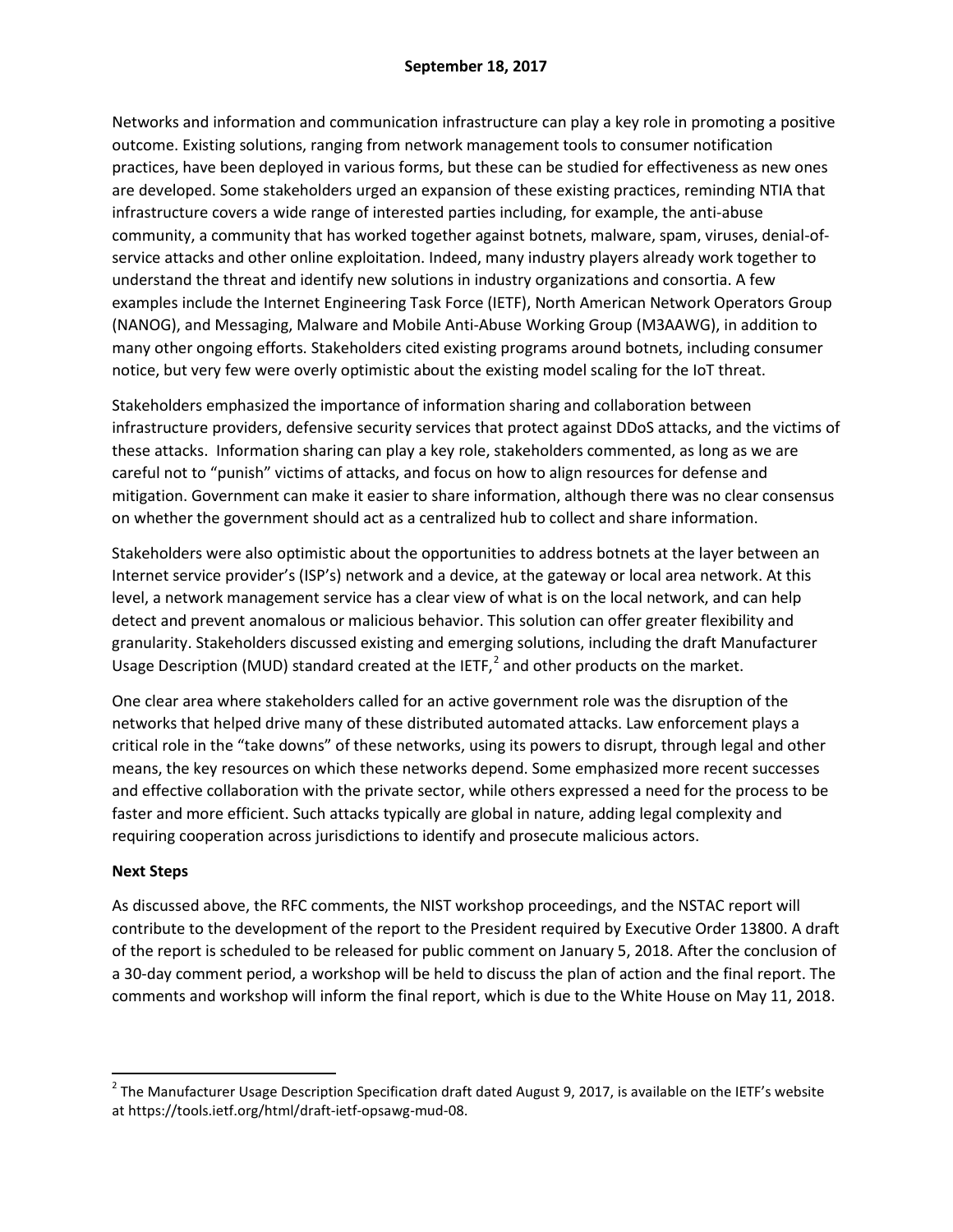Networks and information and communication infrastructure can play a key role in promoting a positive outcome. Existing solutions, ranging from network management tools to consumer notification practices, have been deployed in various forms, but these can be studied for effectiveness as new ones are developed. Some stakeholders urged an expansion of these existing practices, reminding NTIA that infrastructure covers a wide range of interested parties including, for example, the anti-abuse community, a community that has worked together against botnets, malware, spam, viruses, denial-of-service attacks and other online exploitation. Indeed, many industry players already work together to understand the threat and identify new solutions in industry organizations and consortia. A few examples include the Internet Engineering Task Force (IETF), North American Network Operators Group (NANOG), and Messaging, Malware and Mobile Anti-Abuse Working Group (M3AAWG), in addition to many other ongoing efforts. Stakeholders cited existing programs around botnets, including consumer notice, but very few were overly optimistic about the existing model scaling for the IoT threat.

Stakeholders emphasized the importance of information sharing and collaboration between infrastructure providers, defensive security services that protect against DDoS attacks, and the victims of these attacks. Information sharing can play a key role, stakeholders commented, as long as we are careful not to "punish" victims of attacks, and focus on how to align resources for defense and mitigation. Government can make it easier to share information, although there was no clear consensus on whether the government should act as a centralized hub to collect and share information.

Stakeholders were also optimistic about the opportunities to address botnets at the layer between an Internet service provider's (ISP's) network and a device, at the gateway or local area network. At this level, a network management service has a clear view of what is on the local network, and can help detect and prevent anomalous or malicious behavior. This solution can offer greater flexibility and granularity. Stakeholders discussed existing and emerging solutions, including the draft Manufacturer Usage Description (MUD) standard created at the IETF,[2] and other products on the market.

One clear area where stakeholders called for an active government role was the disruption of the networks that helped drive many of these distributed automated attacks. Law enforcement plays a critical role in the "take downs" of these networks, using its powers to disrupt, through legal and other means, the key resources on which these networks depend. Some emphasized more recent successes and effective collaboration with the private sector, while others expressed a need for the process to be faster and more efficient. Such attacks typically are global in nature, adding legal complexity and requiring cooperation across jurisdictions to identify and prosecute malicious actors.

**Next Steps**

As discussed above, the RFC comments, the NIST workshop proceedings, and the NSTAC report will contribute to the development of the report to the President required by Executive Order 13800. A draft of the report is scheduled to be released for public comment on January 5, 2018. After the conclusion of a 30-day comment period, a workshop will be held to discuss the plan of action and the final report. The comments and workshop will inform the final report, which is due to the White House on May 11, 2018.

---

[2] The Manufacturer Usage Description Specification draft dated August 9, 2017, is available on the IETF's website at https://tools.ietf.org/html/draft-ietf-opsawg-mud-08.